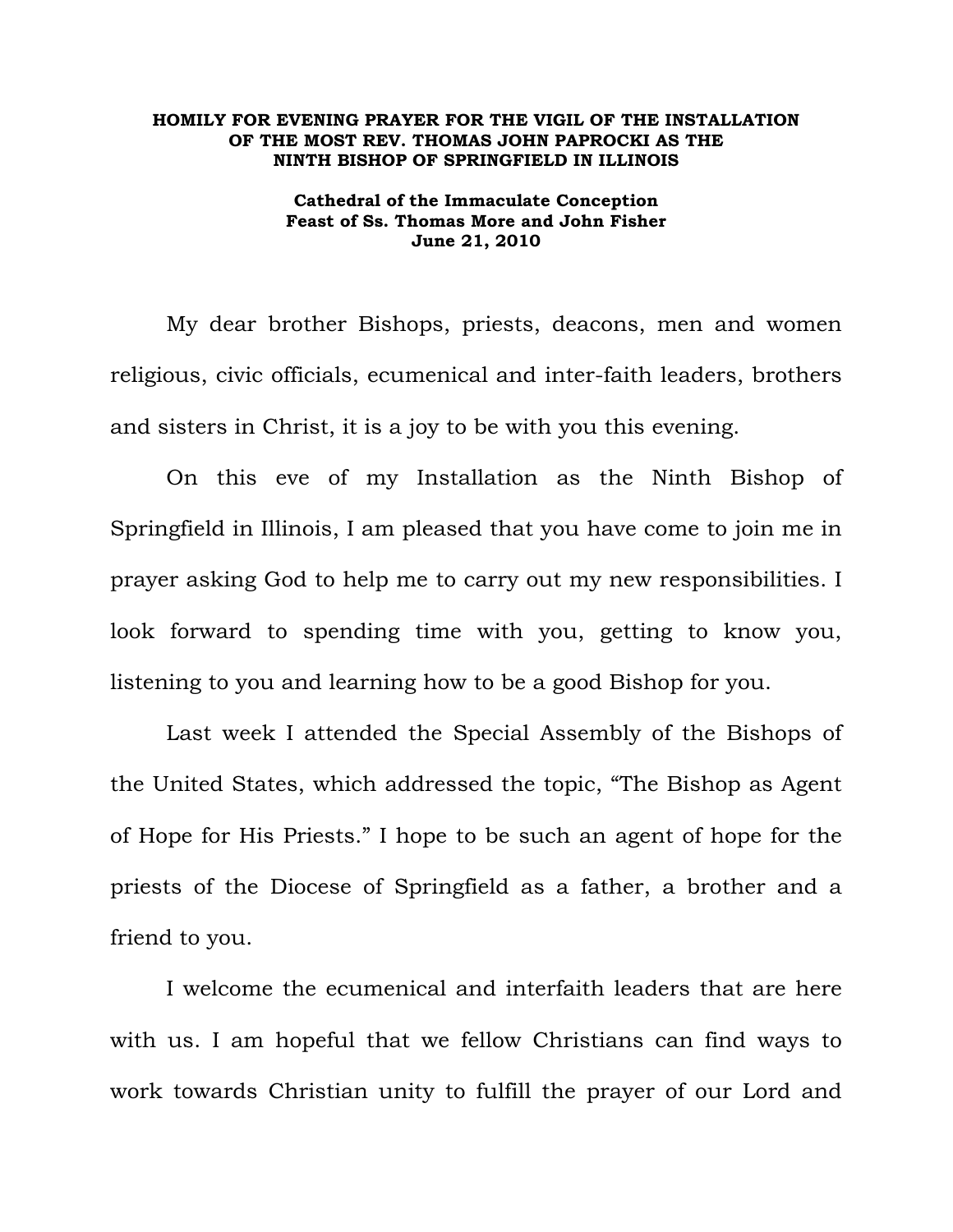**HOMILY FOR EVENING PRAYER FOR THE VIGIL OF THE INSTALLATION OF THE MOST REV. THOMAS JOHN PAPROCKI AS THE NINTH BISHOP OF SPRINGFIELD IN ILLINOIS**

**Cathedral of the Immaculate Conception**
**Feast of Ss. Thomas More and John Fisher**
**June 21, 2010**

My dear brother Bishops, priests, deacons, men and women religious, civic officials, ecumenical and inter-faith leaders, brothers and sisters in Christ, it is a joy to be with you this evening.

On this eve of my Installation as the Ninth Bishop of Springfield in Illinois, I am pleased that you have come to join me in prayer asking God to help me to carry out my new responsibilities. I look forward to spending time with you, getting to know you, listening to you and learning how to be a good Bishop for you.

Last week I attended the Special Assembly of the Bishops of the United States, which addressed the topic, "The Bishop as Agent of Hope for His Priests." I hope to be such an agent of hope for the priests of the Diocese of Springfield as a father, a brother and a friend to you.

I welcome the ecumenical and interfaith leaders that are here with us. I am hopeful that we fellow Christians can find ways to work towards Christian unity to fulfill the prayer of our Lord and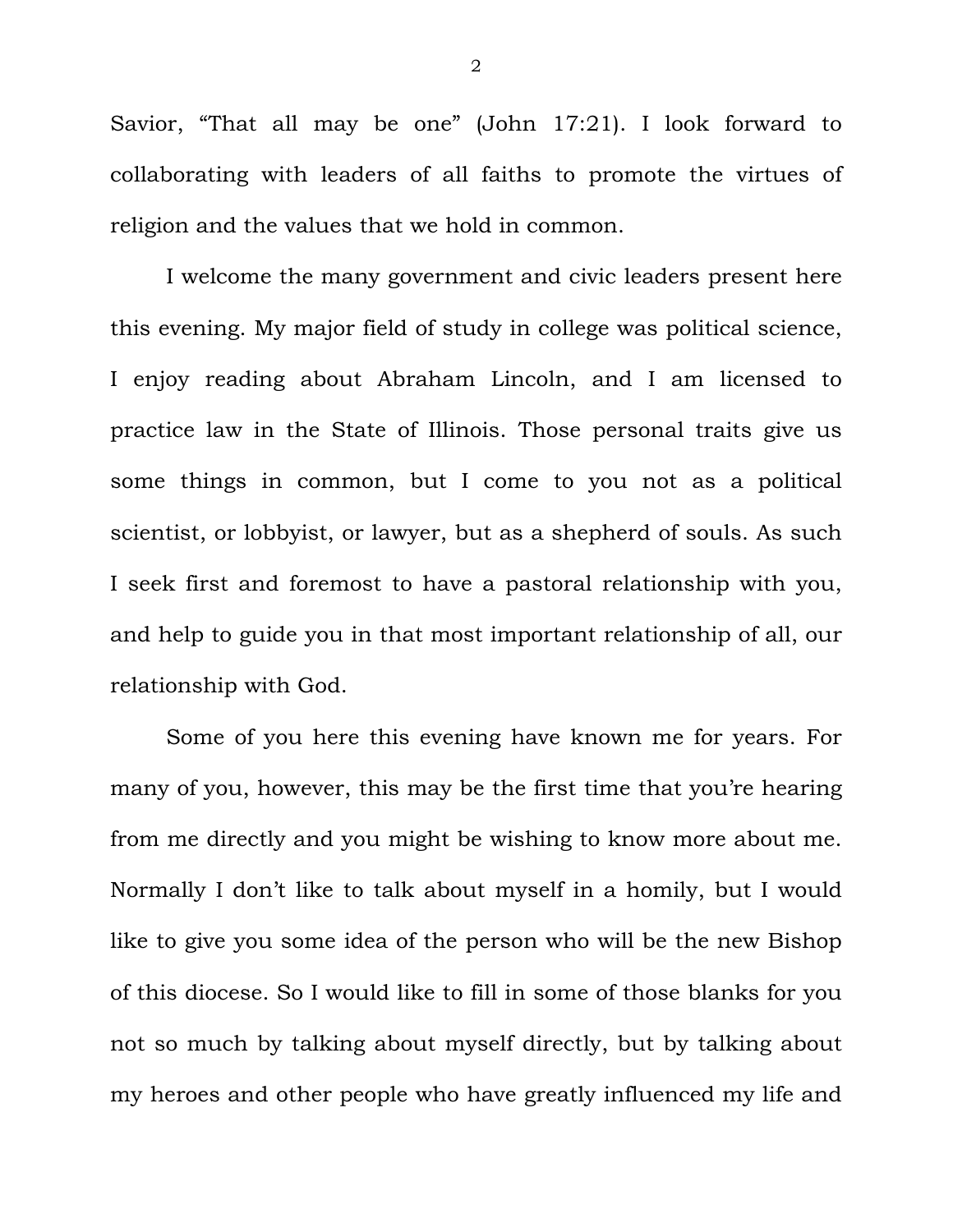Savior, "That all may be one" (John 17:21). I look forward to collaborating with leaders of all faiths to promote the virtues of religion and the values that we hold in common.

I welcome the many government and civic leaders present here this evening. My major field of study in college was political science, I enjoy reading about Abraham Lincoln, and I am licensed to practice law in the State of Illinois. Those personal traits give us some things in common, but I come to you not as a political scientist, or lobbyist, or lawyer, but as a shepherd of souls. As such I seek first and foremost to have a pastoral relationship with you, and help to guide you in that most important relationship of all, our relationship with God.

Some of you here this evening have known me for years. For many of you, however, this may be the first time that you're hearing from me directly and you might be wishing to know more about me. Normally I don't like to talk about myself in a homily, but I would like to give you some idea of the person who will be the new Bishop of this diocese. So I would like to fill in some of those blanks for you not so much by talking about myself directly, but by talking about my heroes and other people who have greatly influenced my life and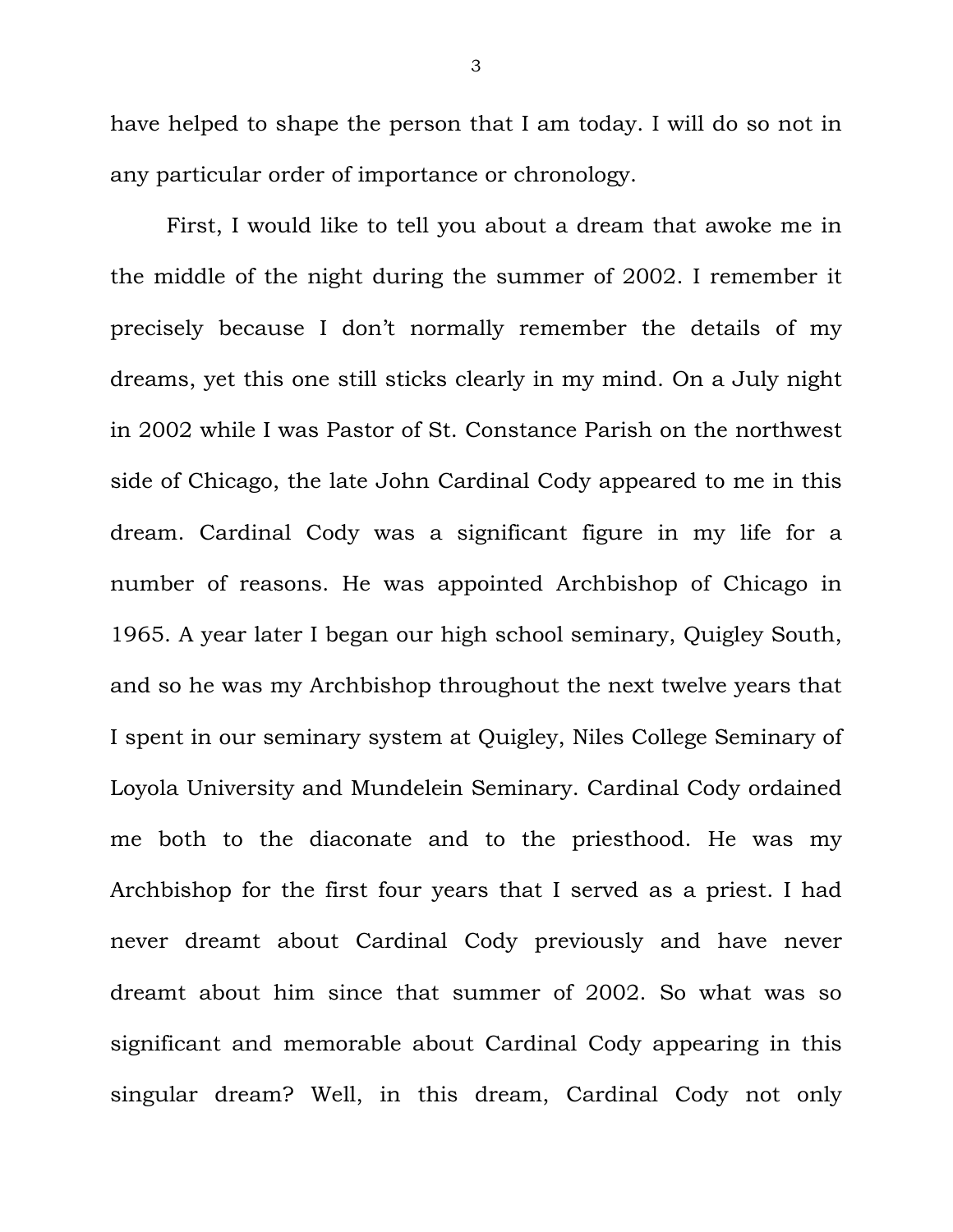have helped to shape the person that I am today. I will do so not in any particular order of importance or chronology.

First, I would like to tell you about a dream that awoke me in the middle of the night during the summer of 2002. I remember it precisely because I don't normally remember the details of my dreams, yet this one still sticks clearly in my mind. On a July night in 2002 while I was Pastor of St. Constance Parish on the northwest side of Chicago, the late John Cardinal Cody appeared to me in this dream. Cardinal Cody was a significant figure in my life for a number of reasons. He was appointed Archbishop of Chicago in 1965. A year later I began our high school seminary, Quigley South, and so he was my Archbishop throughout the next twelve years that I spent in our seminary system at Quigley, Niles College Seminary of Loyola University and Mundelein Seminary. Cardinal Cody ordained me both to the diaconate and to the priesthood. He was my Archbishop for the first four years that I served as a priest. I had never dreamt about Cardinal Cody previously and have never dreamt about him since that summer of 2002. So what was so significant and memorable about Cardinal Cody appearing in this singular dream? Well, in this dream, Cardinal Cody not only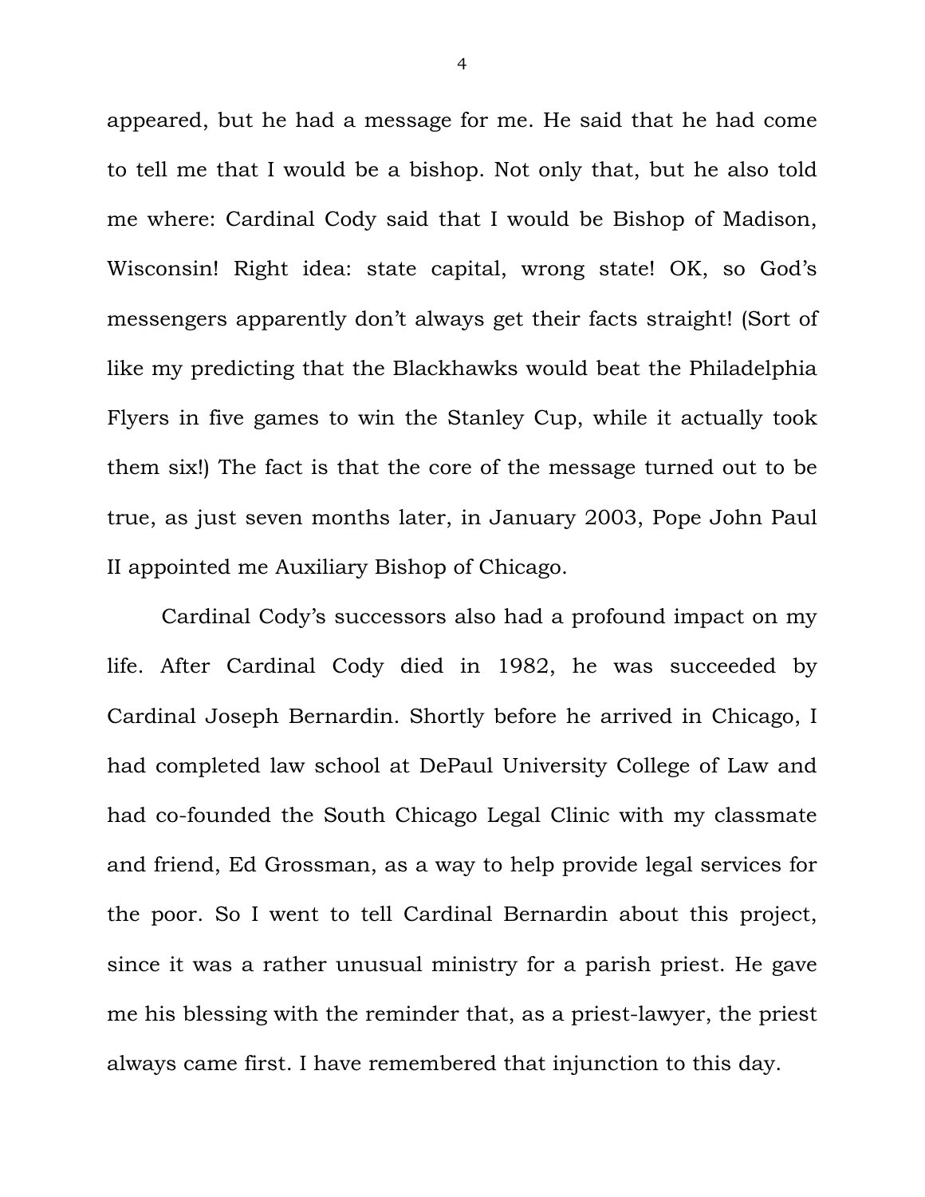appeared, but he had a message for me. He said that he had come to tell me that I would be a bishop. Not only that, but he also told me where: Cardinal Cody said that I would be Bishop of Madison, Wisconsin! Right idea: state capital, wrong state! OK, so God's messengers apparently don't always get their facts straight! (Sort of like my predicting that the Blackhawks would beat the Philadelphia Flyers in five games to win the Stanley Cup, while it actually took them six!) The fact is that the core of the message turned out to be true, as just seven months later, in January 2003, Pope John Paul II appointed me Auxiliary Bishop of Chicago.

Cardinal Cody's successors also had a profound impact on my life. After Cardinal Cody died in 1982, he was succeeded by Cardinal Joseph Bernardin. Shortly before he arrived in Chicago, I had completed law school at DePaul University College of Law and had co-founded the South Chicago Legal Clinic with my classmate and friend, Ed Grossman, as a way to help provide legal services for the poor. So I went to tell Cardinal Bernardin about this project, since it was a rather unusual ministry for a parish priest. He gave me his blessing with the reminder that, as a priest-lawyer, the priest always came first. I have remembered that injunction to this day.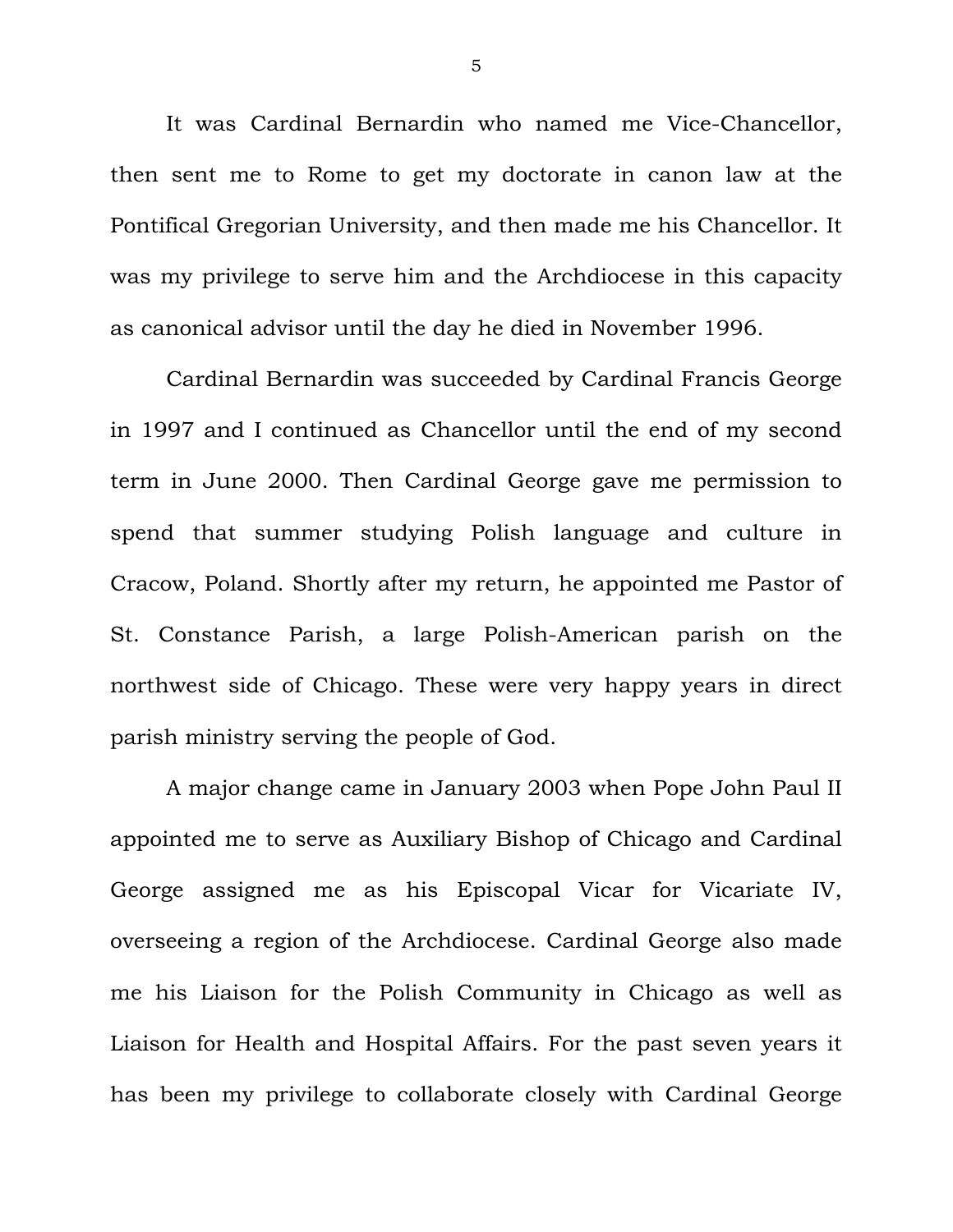It was Cardinal Bernardin who named me Vice-Chancellor, then sent me to Rome to get my doctorate in canon law at the Pontifical Gregorian University, and then made me his Chancellor. It was my privilege to serve him and the Archdiocese in this capacity as canonical advisor until the day he died in November 1996.

Cardinal Bernardin was succeeded by Cardinal Francis George in 1997 and I continued as Chancellor until the end of my second term in June 2000. Then Cardinal George gave me permission to spend that summer studying Polish language and culture in Cracow, Poland. Shortly after my return, he appointed me Pastor of St. Constance Parish, a large Polish-American parish on the northwest side of Chicago. These were very happy years in direct parish ministry serving the people of God.

A major change came in January 2003 when Pope John Paul II appointed me to serve as Auxiliary Bishop of Chicago and Cardinal George assigned me as his Episcopal Vicar for Vicariate IV, overseeing a region of the Archdiocese. Cardinal George also made me his Liaison for the Polish Community in Chicago as well as Liaison for Health and Hospital Affairs. For the past seven years it has been my privilege to collaborate closely with Cardinal George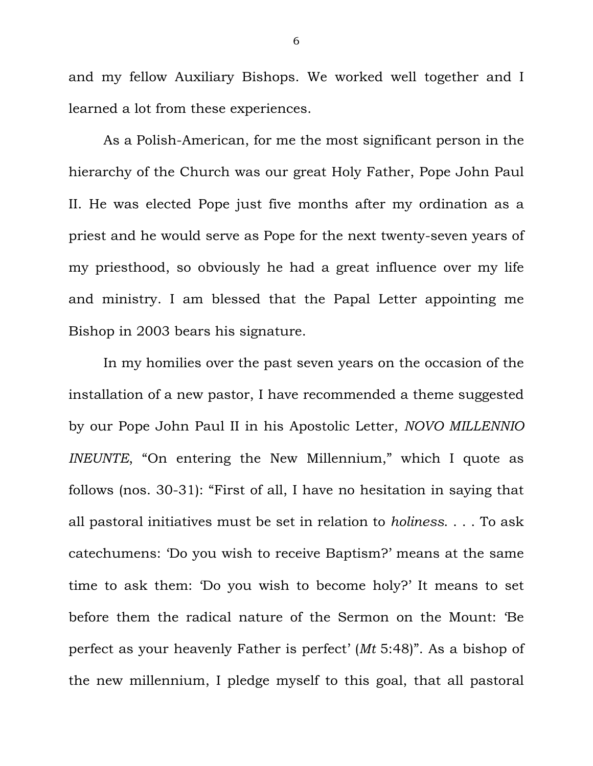and my fellow Auxiliary Bishops. We worked well together and I learned a lot from these experiences.

As a Polish-American, for me the most significant person in the hierarchy of the Church was our great Holy Father, Pope John Paul II. He was elected Pope just five months after my ordination as a priest and he would serve as Pope for the next twenty-seven years of my priesthood, so obviously he had a great influence over my life and ministry. I am blessed that the Papal Letter appointing me Bishop in 2003 bears his signature.

In my homilies over the past seven years on the occasion of the installation of a new pastor, I have recommended a theme suggested by our Pope John Paul II in his Apostolic Letter, *NOVO MILLENNIO INEUNTE*, "On entering the New Millennium," which I quote as follows (nos. 30-31): "First of all, I have no hesitation in saying that all pastoral initiatives must be set in relation to *holiness*. . . . To ask catechumens: 'Do you wish to receive Baptism?' means at the same time to ask them: 'Do you wish to become holy?' It means to set before them the radical nature of the Sermon on the Mount: 'Be perfect as your heavenly Father is perfect' (*Mt* 5:48)". As a bishop of the new millennium, I pledge myself to this goal, that all pastoral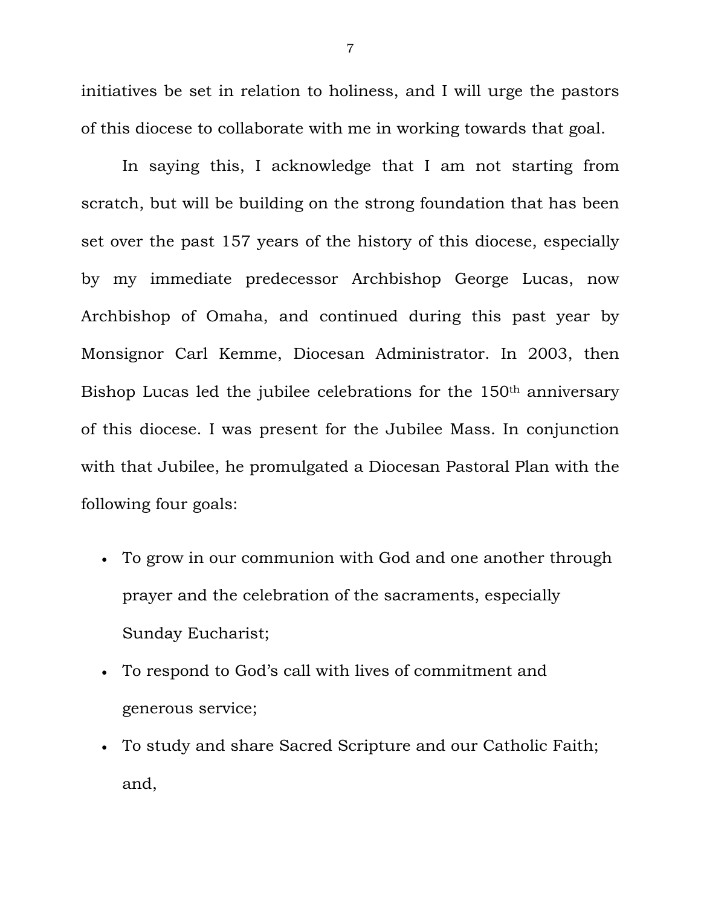initiatives be set in relation to holiness, and I will urge the pastors of this diocese to collaborate with me in working towards that goal.

In saying this, I acknowledge that I am not starting from scratch, but will be building on the strong foundation that has been set over the past 157 years of the history of this diocese, especially by my immediate predecessor Archbishop George Lucas, now Archbishop of Omaha, and continued during this past year by Monsignor Carl Kemme, Diocesan Administrator. In 2003, then Bishop Lucas led the jubilee celebrations for the 150th anniversary of this diocese. I was present for the Jubilee Mass. In conjunction with that Jubilee, he promulgated a Diocesan Pastoral Plan with the following four goals:

- To grow in our communion with God and one another through prayer and the celebration of the sacraments, especially Sunday Eucharist;
- To respond to God's call with lives of commitment and generous service;
- To study and share Sacred Scripture and our Catholic Faith; and,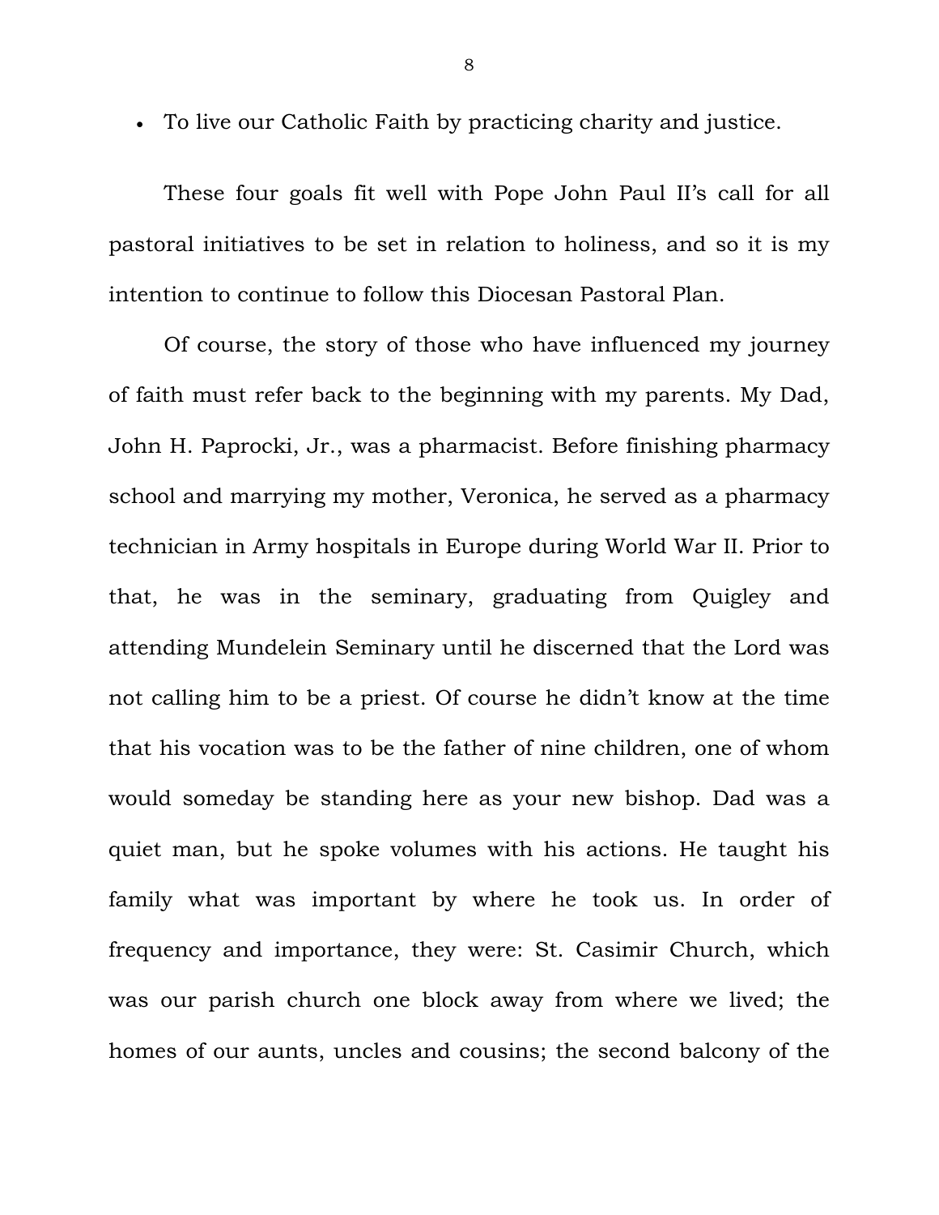- To live our Catholic Faith by practicing charity and justice.

These four goals fit well with Pope John Paul II's call for all pastoral initiatives to be set in relation to holiness, and so it is my intention to continue to follow this Diocesan Pastoral Plan.

Of course, the story of those who have influenced my journey of faith must refer back to the beginning with my parents. My Dad, John H. Paprocki, Jr., was a pharmacist. Before finishing pharmacy school and marrying my mother, Veronica, he served as a pharmacy technician in Army hospitals in Europe during World War II. Prior to that, he was in the seminary, graduating from Quigley and attending Mundelein Seminary until he discerned that the Lord was not calling him to be a priest. Of course he didn't know at the time that his vocation was to be the father of nine children, one of whom would someday be standing here as your new bishop. Dad was a quiet man, but he spoke volumes with his actions. He taught his family what was important by where he took us. In order of frequency and importance, they were: St. Casimir Church, which was our parish church one block away from where we lived; the homes of our aunts, uncles and cousins; the second balcony of the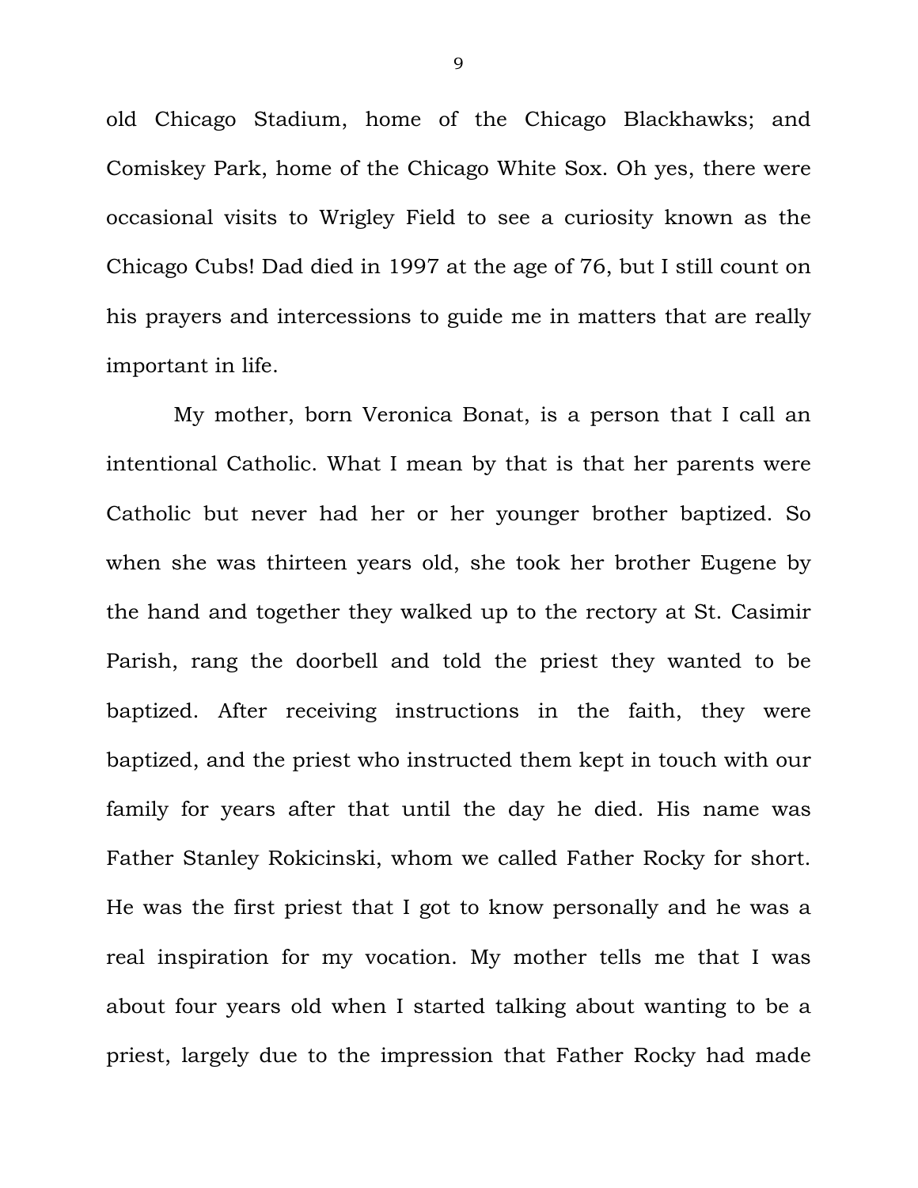old Chicago Stadium, home of the Chicago Blackhawks; and Comiskey Park, home of the Chicago White Sox. Oh yes, there were occasional visits to Wrigley Field to see a curiosity known as the Chicago Cubs! Dad died in 1997 at the age of 76, but I still count on his prayers and intercessions to guide me in matters that are really important in life.

My mother, born Veronica Bonat, is a person that I call an intentional Catholic. What I mean by that is that her parents were Catholic but never had her or her younger brother baptized. So when she was thirteen years old, she took her brother Eugene by the hand and together they walked up to the rectory at St. Casimir Parish, rang the doorbell and told the priest they wanted to be baptized. After receiving instructions in the faith, they were baptized, and the priest who instructed them kept in touch with our family for years after that until the day he died. His name was Father Stanley Rokicinski, whom we called Father Rocky for short. He was the first priest that I got to know personally and he was a real inspiration for my vocation. My mother tells me that I was about four years old when I started talking about wanting to be a priest, largely due to the impression that Father Rocky had made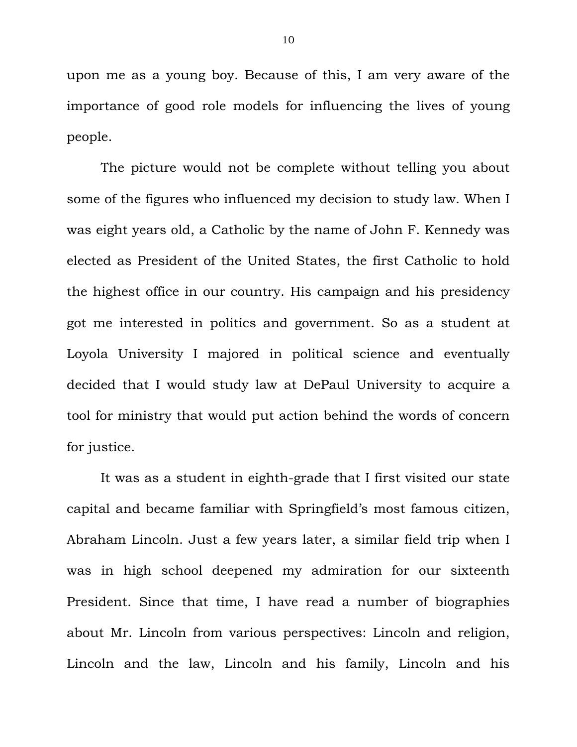upon me as a young boy. Because of this, I am very aware of the importance of good role models for influencing the lives of young people.

The picture would not be complete without telling you about some of the figures who influenced my decision to study law. When I was eight years old, a Catholic by the name of John F. Kennedy was elected as President of the United States, the first Catholic to hold the highest office in our country. His campaign and his presidency got me interested in politics and government. So as a student at Loyola University I majored in political science and eventually decided that I would study law at DePaul University to acquire a tool for ministry that would put action behind the words of concern for justice.

It was as a student in eighth-grade that I first visited our state capital and became familiar with Springfield's most famous citizen, Abraham Lincoln. Just a few years later, a similar field trip when I was in high school deepened my admiration for our sixteenth President. Since that time, I have read a number of biographies about Mr. Lincoln from various perspectives: Lincoln and religion, Lincoln and the law, Lincoln and his family, Lincoln and his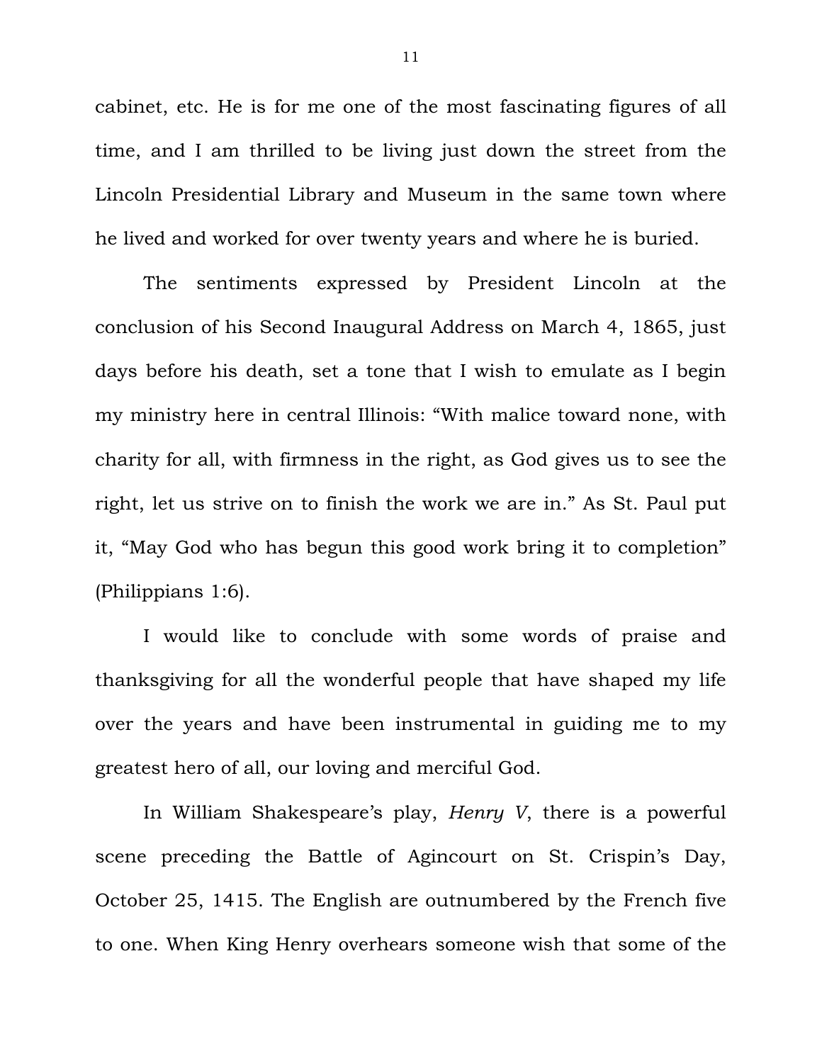cabinet, etc. He is for me one of the most fascinating figures of all time, and I am thrilled to be living just down the street from the Lincoln Presidential Library and Museum in the same town where he lived and worked for over twenty years and where he is buried.

The sentiments expressed by President Lincoln at the conclusion of his Second Inaugural Address on March 4, 1865, just days before his death, set a tone that I wish to emulate as I begin my ministry here in central Illinois: "With malice toward none, with charity for all, with firmness in the right, as God gives us to see the right, let us strive on to finish the work we are in." As St. Paul put it, "May God who has begun this good work bring it to completion" (Philippians 1:6).

I would like to conclude with some words of praise and thanksgiving for all the wonderful people that have shaped my life over the years and have been instrumental in guiding me to my greatest hero of all, our loving and merciful God.

In William Shakespeare's play, *Henry V*, there is a powerful scene preceding the Battle of Agincourt on St. Crispin's Day, October 25, 1415. The English are outnumbered by the French five to one. When King Henry overhears someone wish that some of the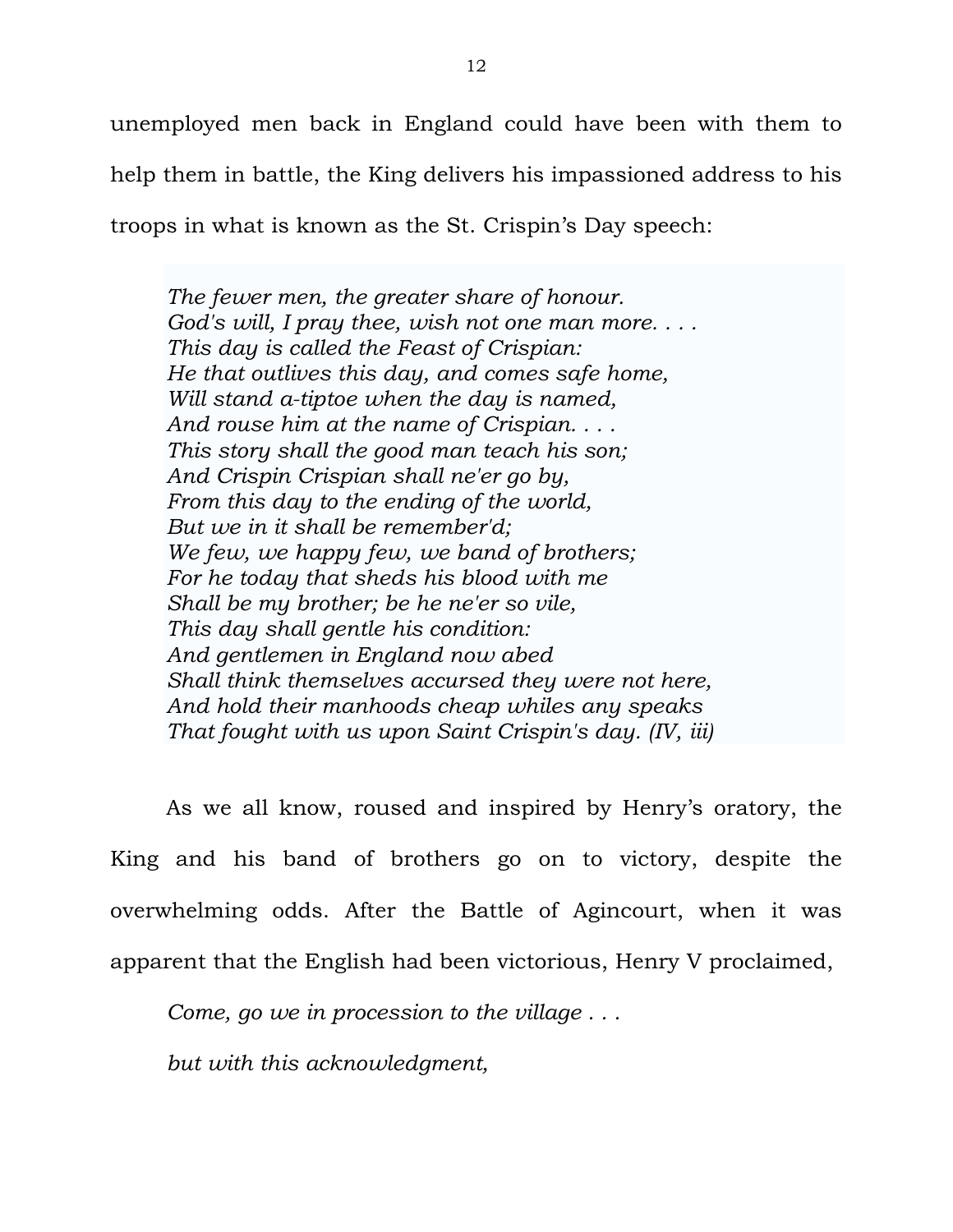unemployed men back in England could have been with them to help them in battle, the King delivers his impassioned address to his troops in what is known as the St. Crispin's Day speech:

> *The fewer men, the greater share of honour.*
> *God's will, I pray thee, wish not one man more. . . .*
> *This day is called the Feast of Crispian:*
> *He that outlives this day, and comes safe home,*
> *Will stand a-tiptoe when the day is named,*
> *And rouse him at the name of Crispian. . . .*
> *This story shall the good man teach his son;*
> *And Crispin Crispian shall ne'er go by,*
> *From this day to the ending of the world,*
> *But we in it shall be remember'd;*
> *We few, we happy few, we band of brothers;*
> *For he today that sheds his blood with me*
> *Shall be my brother; be he ne'er so vile,*
> *This day shall gentle his condition:*
> *And gentlemen in England now abed*
> *Shall think themselves accursed they were not here,*
> *And hold their manhoods cheap whiles any speaks*
> *That fought with us upon Saint Crispin's day. (IV, iii)*

As we all know, roused and inspired by Henry's oratory, the King and his band of brothers go on to victory, despite the overwhelming odds. After the Battle of Agincourt, when it was apparent that the English had been victorious, Henry V proclaimed,

*Come, go we in procession to the village . . .*

*but with this acknowledgment,*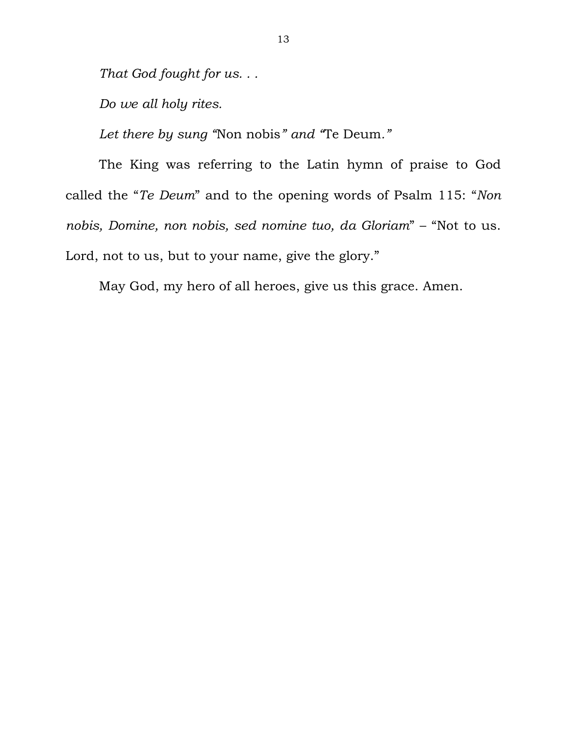*That God fought for us. . .*

*Do we all holy rites.*

*Let there by sung "*Non nobis*" and "*Te Deum.*"*

The King was referring to the Latin hymn of praise to God called the "*Te Deum*" and to the opening words of Psalm 115: "*Non nobis, Domine, non nobis, sed nomine tuo, da Gloriam*" – "Not to us. Lord, not to us, but to your name, give the glory."

May God, my hero of all heroes, give us this grace. Amen.